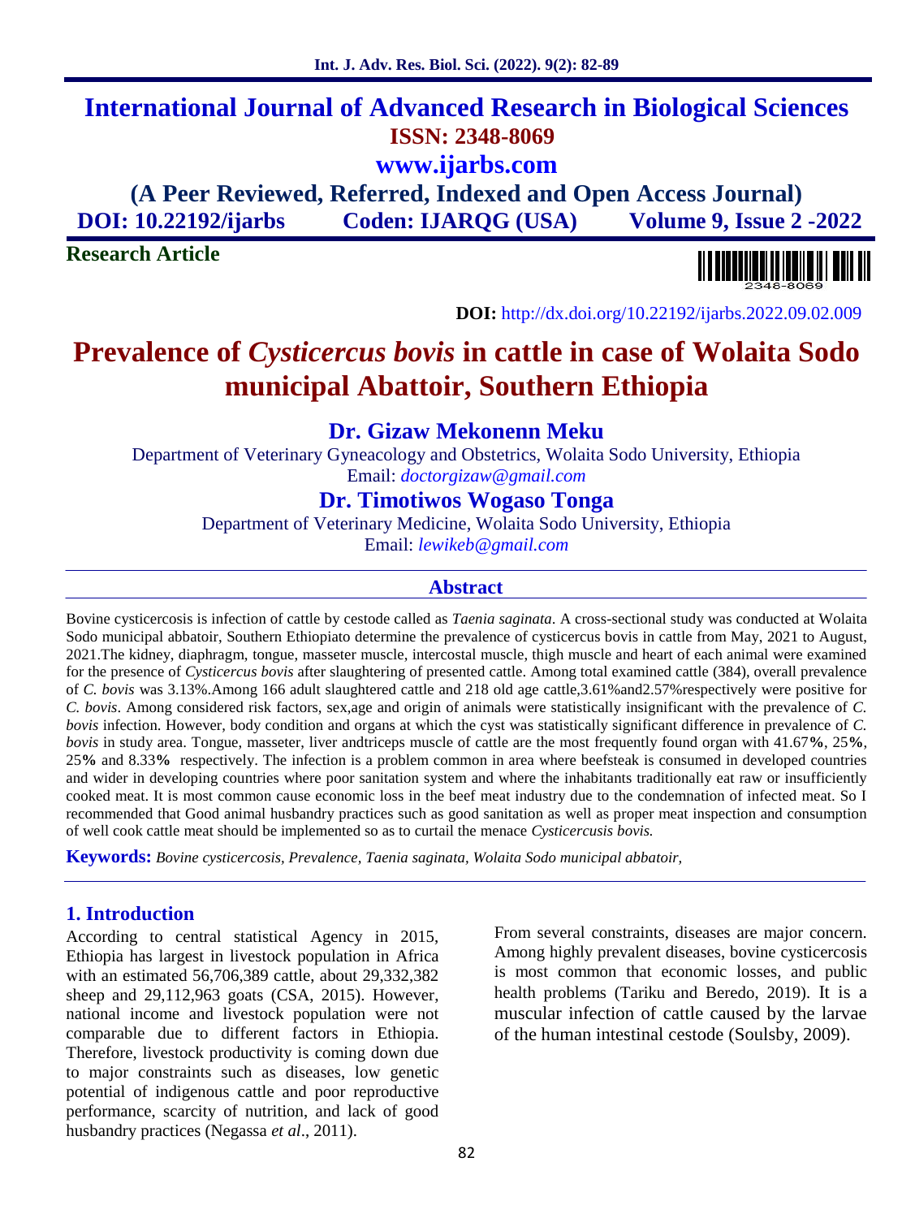# International Journal of Advanced Research in Biological Sciences

**ISSN: 2348-8069**

**www.ijarbs.com**

**(A Peer Reviewed, Referred, Indexed and Open Access Journal)**

**DOI: 10.22192/ijarbs Coden: IJARQG (USA) Volume 9, Issue 2 -2022**

**Research Article**

**DOI:** http://dx.doi.org/10.22192/ijarbs.2022.09.02.009

# Prevalence of *Cysticercus bovis* in cattle in case of Wolaita Sodo municipal Abattoir, Southern Ethiopia

**Dr. Gizaw Mekonenn Meku**

Department of Veterinary Gyneacology and Obstetrics, Wolaita Sodo University, Ethiopia
Email: *doctorgizaw@gmail.com*

**Dr. Timotiwos Wogaso Tonga**

Department of Veterinary Medicine, Wolaita Sodo University, Ethiopia
Email: *lewikeb@gmail.com*

## Abstract

Bovine cysticercosis is infection of cattle by cestode called as *Taenia saginata*. A cross-sectional study was conducted at Wolaita Sodo municipal abbatoir, Southern Ethiopiato determine the prevalence of cysticercus bovis in cattle from May, 2021 to August, 2021.The kidney, diaphragm, tongue, masseter muscle, intercostal muscle, thigh muscle and heart of each animal were examined for the presence of *Cysticercus bovis* after slaughtering of presented cattle. Among total examined cattle (384), overall prevalence of *C. bovis* was 3.13%.Among 166 adult slaughtered cattle and 218 old age cattle,3.61%and2.57%respectively were positive for *C. bovis*. Among considered risk factors, sex,age and origin of animals were statistically insignificant with the prevalence of *C. bovis* infection. However, body condition and organs at which the cyst was statistically significant difference in prevalence of *C. bovis* in study area. Tongue, masseter, liver andtriceps muscle of cattle are the most frequently found organ with 41.67**%**, 25**%**, 25**%** and 8.33**%** respectively. The infection is a problem common in area where beefsteak is consumed in developed countries and wider in developing countries where poor sanitation system and where the inhabitants traditionally eat raw or insufficiently cooked meat. It is most common cause economic loss in the beef meat industry due to the condemnation of infected meat. So I recommended that Good animal husbandry practices such as good sanitation as well as proper meat inspection and consumption of well cook cattle meat should be implemented so as to curtail the menace *Cysticercusis bovis.*

**Keywords:** *Bovine cysticercosis, Prevalence, Taenia saginata, Wolaita Sodo municipal abbatoir,*

## 1. Introduction

According to central statistical Agency in 2015, Ethiopia has largest in livestock population in Africa with an estimated 56,706,389 cattle, about 29,332,382 sheep and 29,112,963 goats (CSA, 2015). However, national income and livestock population were not comparable due to different factors in Ethiopia. Therefore, livestock productivity is coming down due to major constraints such as diseases, low genetic potential of indigenous cattle and poor reproductive performance, scarcity of nutrition, and lack of good husbandry practices (Negassa *et al*., 2011).

From several constraints, diseases are major concern. Among highly prevalent diseases, bovine cysticercosis is most common that economic losses, and public health problems (Tariku and Beredo, 2019). It is a muscular infection of cattle caused by the larvae of the human intestinal cestode (Soulsby, 2009).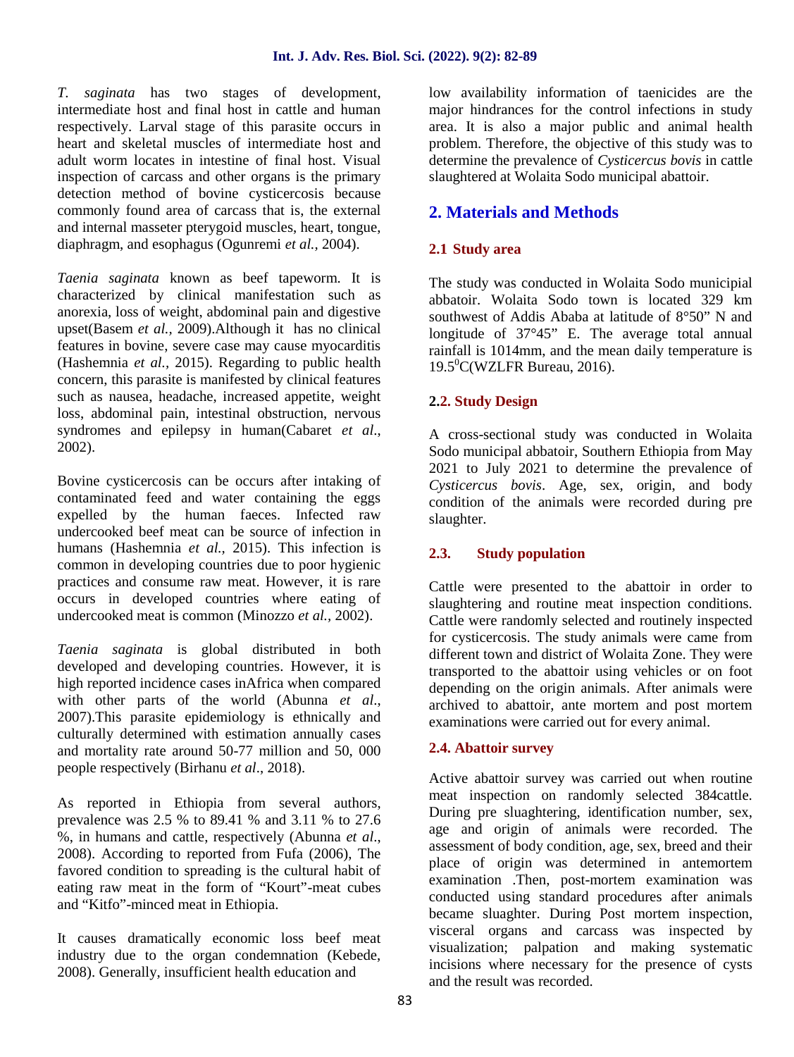*T. saginata* has two stages of development, intermediate host and final host in cattle and human respectively. Larval stage of this parasite occurs in heart and skeletal muscles of intermediate host and adult worm locates in intestine of final host. Visual inspection of carcass and other organs is the primary detection method of bovine cysticercosis because commonly found area of carcass that is, the external and internal masseter pterygoid muscles, heart, tongue, diaphragm, and esophagus (Ogunremi *et al.,* 2004).

*Taenia saginata* known as beef tapeworm. It is characterized by clinical manifestation such as anorexia, loss of weight, abdominal pain and digestive upset(Basem *et al.,* 2009).Although it has no clinical features in bovine, severe case may cause myocarditis (Hashemnia *et al.,* 2015). Regarding to public health concern, this parasite is manifested by clinical features such as nausea, headache, increased appetite, weight loss, abdominal pain, intestinal obstruction, nervous syndromes and epilepsy in human(Cabaret *et al.,* 2002).

Bovine cysticercosis can be occurs after intaking of contaminated feed and water containing the eggs expelled by the human faeces. Infected raw undercooked beef meat can be source of infection in humans (Hashemnia *et al.,* 2015). This infection is common in developing countries due to poor hygienic practices and consume raw meat. However, it is rare occurs in developed countries where eating of undercooked meat is common (Minozzo *et al.,* 2002).

*Taenia saginata* is global distributed in both developed and developing countries. However, it is high reported incidence cases inAfrica when compared with other parts of the world (Abunna *et al.,* 2007).This parasite epidemiology is ethnically and culturally determined with estimation annually cases and mortality rate around 50-77 million and 50, 000 people respectively (Birhanu *et al*., 2018).

As reported in Ethiopia from several authors, prevalence was 2.5 % to 89.41 % and 3.11 % to 27.6 %, in humans and cattle, respectively (Abunna *et al.,* 2008). According to reported from Fufa (2006), The favored condition to spreading is the cultural habit of eating raw meat in the form of "Kourt"-meat cubes and "Kitfo"-minced meat in Ethiopia.

It causes dramatically economic loss beef meat industry due to the organ condemnation (Kebede, 2008). Generally, insufficient health education and low availability information of taenicides are the major hindrances for the control infections in study area. It is also a major public and animal health problem. Therefore, the objective of this study was to determine the prevalence of *Cysticercus bovis* in cattle slaughtered at Wolaita Sodo municipal abattoir.

## 2. Materials and Methods

### 2.1 Study area

The study was conducted in Wolaita Sodo municipial abbatoir. Wolaita Sodo town is located 329 km southwest of Addis Ababa at latitude of 8°50" N and longitude of 37°45" E. The average total annual rainfall is 1014mm, and the mean daily temperature is 19.5$^{0}$C(WZLFR Bureau, 2016).

### 2.2. Study Design

A cross-sectional study was conducted in Wolaita Sodo municipal abbatoir, Southern Ethiopia from May 2021 to July 2021 to determine the prevalence of *Cysticercus bovis*. Age, sex, origin, and body condition of the animals were recorded during pre slaughter.

### 2.3. Study population

Cattle were presented to the abattoir in order to slaughtering and routine meat inspection conditions. Cattle were randomly selected and routinely inspected for cysticercosis. The study animals were came from different town and district of Wolaita Zone. They were transported to the abattoir using vehicles or on foot depending on the origin animals. After animals were archived to abattoir, ante mortem and post mortem examinations were carried out for every animal.

### 2.4. Abattoir survey

Active abattoir survey was carried out when routine meat inspection on randomly selected 384cattle. During pre sluaghtering, identification number, sex, age and origin of animals were recorded. The assessment of body condition, age, sex, breed and their place of origin was determined in antemortem examination .Then, post-mortem examination was conducted using standard procedures after animals became sluaghter. During Post mortem inspection, visceral organs and carcass was inspected by visualization; palpation and making systematic incisions where necessary for the presence of cysts and the result was recorded.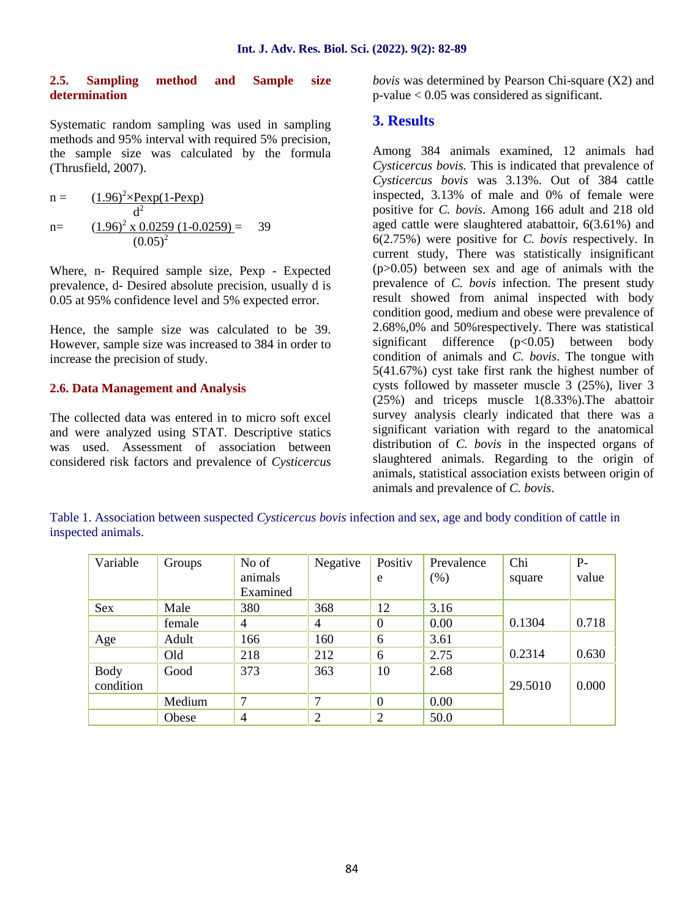### 2.5. Sampling method and Sample size determination

Systematic random sampling was used in sampling methods and 95% interval with required 5% precision, the sample size was calculated by the formula (Thrusfield, 2007).

$$n = \frac{(1.96)^2 \times Pexp(1-Pexp)}{d^2}$$

$$n = \frac{(1.96)^2 \times 0.0259\ (1-0.0259)}{(0.05)^2} = 39$$

Where, n- Required sample size, Pexp - Expected prevalence, d- Desired absolute precision, usually d is 0.05 at 95% confidence level and 5% expected error.

Hence, the sample size was calculated to be 39. However, sample size was increased to 384 in order to increase the precision of study.

### 2.6. Data Management and Analysis

The collected data was entered in to micro soft excel and were analyzed using STAT. Descriptive statics was used. Assessment of association between considered risk factors and prevalence of *Cysticercus bovis* was determined by Pearson Chi-square (X2) and p-value < 0.05 was considered as significant.

## 3. Results

Among 384 animals examined, 12 animals had *Cysticercus bovis.* This is indicated that prevalence of *Cysticercus bovis* was 3.13%. Out of 384 cattle inspected, 3.13% of male and 0% of female were positive for *C. bovis*. Among 166 adult and 218 old aged cattle were slaughtered atabattoir, 6(3.61%) and 6(2.75%) were positive for *C. bovis* respectively. In current study, There was statistically insignificant (p>0.05) between sex and age of animals with the prevalence of *C. bovis* infection. The present study result showed from animal inspected with body condition good, medium and obese were prevalence of 2.68%,0% and 50%respectively. There was statistical significant difference (p<0.05) between body condition of animals and *C. bovis*. The tongue with 5(41.67%) cyst take first rank the highest number of cysts followed by masseter muscle 3 (25%), liver 3 (25%) and triceps muscle 1(8.33%).The abattoir survey analysis clearly indicated that there was a significant variation with regard to the anatomical distribution of *C. bovis* in the inspected organs of slaughtered animals. Regarding to the origin of animals, statistical association exists between origin of animals and prevalence of *C. bovis*.

Table 1. Association between suspected *Cysticercus bovis* infection and sex, age and body condition of cattle in inspected animals.

| Variable | Groups | No of animals Examined | Negative | Positive | Prevalence (%) | Chi square | P-value |
|---|---|---|---|---|---|---|---|
| Sex | Male | 380 | 368 | 12 | 3.16 | 0.1304 | 0.718 |
| | female | 4 | 4 | 0 | 0.00 | | |
| Age | Adult | 166 | 160 | 6 | 3.61 | 0.2314 | 0.630 |
| | Old | 218 | 212 | 6 | 2.75 | | |
| Body condition | Good | 373 | 363 | 10 | 2.68 | 29.5010 | 0.000 |
| | Medium | 7 | 7 | 0 | 0.00 | | |
| | Obese | 4 | 2 | 2 | 50.0 | | |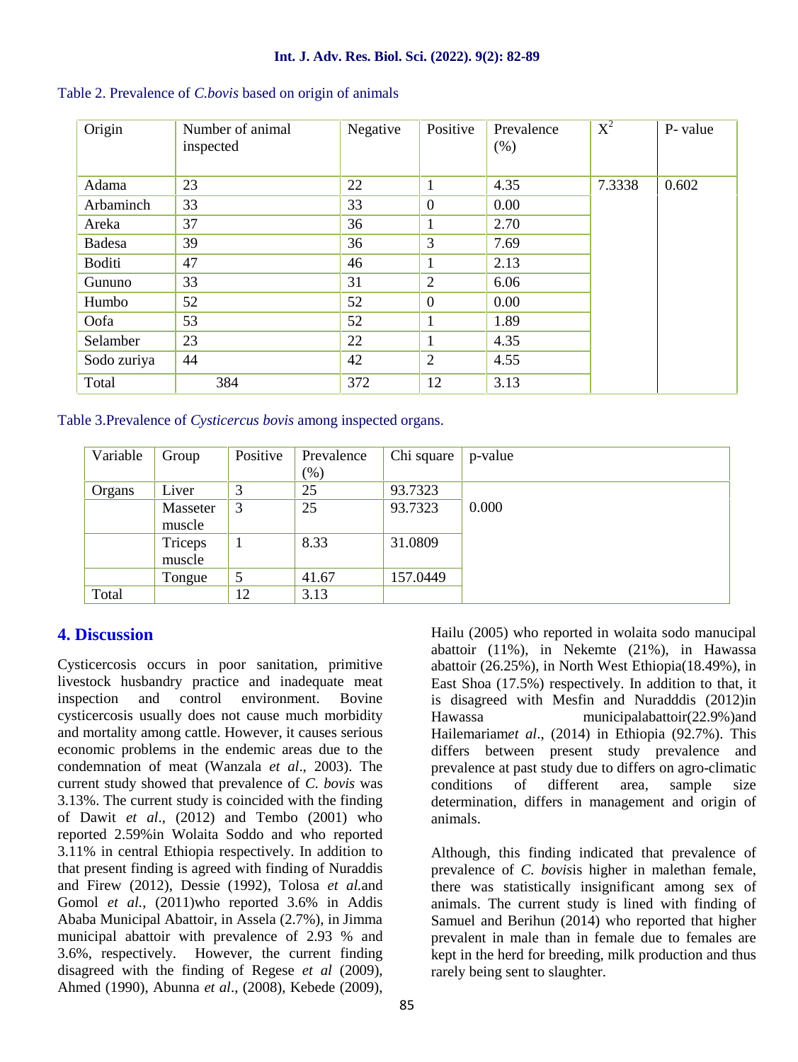Table 2. Prevalence of *C.bovis* based on origin of animals

| Origin | Number of animal inspected | Negative | Positive | Prevalence (%) | $X^2$ | P- value |
|---|---|---|---|---|---|---|
| Adama | 23 | 22 | 1 | 4.35 | 7.3338 | 0.602 |
| Arbaminch | 33 | 33 | 0 | 0.00 | | |
| Areka | 37 | 36 | 1 | 2.70 | | |
| Badesa | 39 | 36 | 3 | 7.69 | | |
| Boditi | 47 | 46 | 1 | 2.13 | | |
| Gununo | 33 | 31 | 2 | 6.06 | | |
| Humbo | 52 | 52 | 0 | 0.00 | | |
| Oofa | 53 | 52 | 1 | 1.89 | | |
| Selamber | 23 | 22 | 1 | 4.35 | | |
| Sodo zuriya | 44 | 42 | 2 | 4.55 | | |
| Total | 384 | 372 | 12 | 3.13 | | |

Table 3.Prevalence of *Cysticercus bovis* among inspected organs.

| Variable | Group | Positive | Prevalence (%) | Chi square | p-value |
|---|---|---|---|---|---|
| Organs | Liver | 3 | 25 | 93.7323 | 0.000 |
| | Masseter muscle | 3 | 25 | 93.7323 | |
| | Triceps muscle | 1 | 8.33 | 31.0809 | |
| | Tongue | 5 | 41.67 | 157.0449 | |
| Total | | 12 | 3.13 | | |

## 4. Discussion

Cysticercosis occurs in poor sanitation, primitive livestock husbandry practice and inadequate meat inspection and control environment. Bovine cysticercosis usually does not cause much morbidity and mortality among cattle. However, it causes serious economic problems in the endemic areas due to the condemnation of meat (Wanzala *et al*., 2003). The current study showed that prevalence of *C. bovis* was 3.13%. The current study is coincided with the finding of Dawit *et al*., (2012) and Tembo (2001) who reported 2.59%in Wolaita Soddo and who reported 3.11% in central Ethiopia respectively. In addition to that present finding is agreed with finding of Nuraddis and Firew (2012), Dessie (1992), Tolosa *et al.*and Gomol *et al.*, (2011)who reported 3.6% in Addis Ababa Municipal Abattoir, in Assela (2.7%), in Jimma municipal abattoir with prevalence of 2.93 % and 3.6%, respectively. However, the current finding disagreed with the finding of Regese *et al* (2009), Ahmed (1990), Abunna *et al*., (2008), Kebede (2009), Hailu (2005) who reported in wolaita sodo manucipal abattoir (11%), in Nekemte (21%), in Hawassa abattoir (26.25%), in North West Ethiopia(18.49%), in East Shoa (17.5%) respectively. In addition to that, it is disagreed with Mesfin and Nuradddis (2012)in Hawassa municipalabattoir(22.9%)and Hailemariam*et al*., (2014) in Ethiopia (92.7%). This differs between present study prevalence and prevalence at past study due to differs on agro-climatic conditions of different area, sample size determination, differs in management and origin of animals.

Although, this finding indicated that prevalence of prevalence of *C. bovis*is higher in malethan female, there was statistically insignificant among sex of animals. The current study is lined with finding of Samuel and Berihun (2014) who reported that higher prevalent in male than in female due to females are kept in the herd for breeding, milk production and thus rarely being sent to slaughter.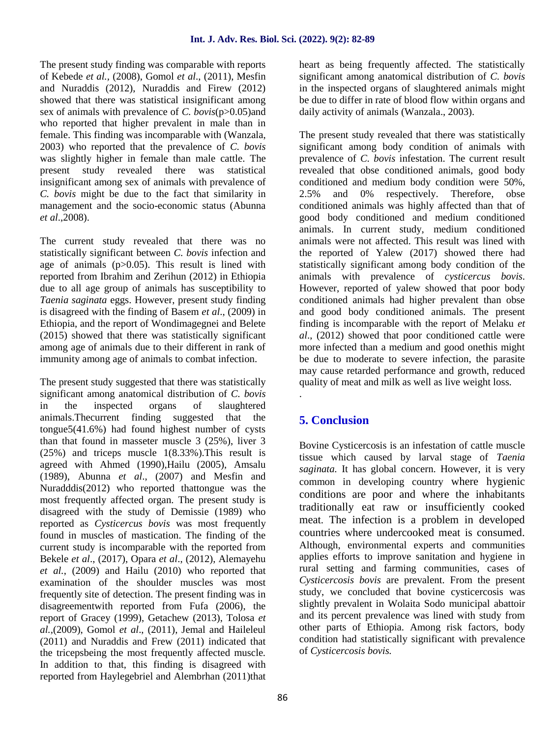The present study finding was comparable with reports of Kebede *et al.,* (2008), Gomol *et al*., (2011), Mesfin and Nuraddis (2012), Nuraddis and Firew (2012) showed that there was statistical insignificant among sex of animals with prevalence of *C. bovis*(p>0.05)and who reported that higher prevalent in male than in female. This finding was incomparable with (Wanzala, 2003) who reported that the prevalence of *C. bovis* was slightly higher in female than male cattle. The present study revealed there was statistical insignificant among sex of animals with prevalence of *C. bovis* might be due to the fact that similarity in management and the socio-economic status (Abunna *et al*.,2008).

The current study revealed that there was no statistically significant between *C. bovis* infection and age of animals (p>0.05). This result is lined with reported from Ibrahim and Zerihun (2012) in Ethiopia due to all age group of animals has susceptibility to *Taenia saginata* eggs. However, present study finding is disagreed with the finding of Basem *et al*., (2009) in Ethiopia, and the report of Wondimagegnei and Belete (2015) showed that there was statistically significant among age of animals due to their different in rank of immunity among age of animals to combat infection.

The present study suggested that there was statistically significant among anatomical distribution of *C. bovis* in the inspected organs of slaughtered animals.Thecurrent finding suggested that the tongue5(41.6%) had found highest number of cysts than that found in masseter muscle 3 (25%), liver 3 (25%) and triceps muscle 1(8.33%).This result is agreed with Ahmed (1990),Hailu (2005), Amsalu (1989), Abunna *et al*., (2007) and Mesfin and Nuradddis(2012) who reported thattongue was the most frequently affected organ. The present study is disagreed with the study of Demissie (1989) who reported as *Cysticercus bovis* was most frequently found in muscles of mastication. The finding of the current study is incomparable with the reported from Bekele *et al*., (2017), Opara *et al*., (2012), Alemayehu *et al.*, (2009) and Hailu (2010) who reported that examination of the shoulder muscles was most frequently site of detection. The present finding was in disagreementwith reported from Fufa (2006), the report of Gracey (1999), Getachew (2013), Tolosa *et al.*,(2009), Gomol *et al*., (2011), Jemal and Haileleul (2011) and Nuraddis and Frew (2011) indicated that the tricepsbeing the most frequently affected muscle. In addition to that, this finding is disagreed with reported from Haylegebriel and Alembrhan (2011)that heart as being frequently affected. The statistically significant among anatomical distribution of *C. bovis* in the inspected organs of slaughtered animals might be due to differ in rate of blood flow within organs and daily activity of animals (Wanzala., 2003).

The present study revealed that there was statistically significant among body condition of animals with prevalence of *C. bovis* infestation. The current result revealed that obse conditioned animals, good body conditioned and medium body condition were 50%, 2.5% and 0% respectively. Therefore, obse conditioned animals was highly affected than that of good body conditioned and medium conditioned animals. In current study, medium conditioned animals were not affected. This result was lined with the reported of Yalew (2017) showed there had statistically significant among body condition of the animals with prevalence of *cysticercus bovis*. However, reported of yalew showed that poor body conditioned animals had higher prevalent than obse and good body conditioned animals. The present finding is incomparable with the report of Melaku *et al*., (2012) showed that poor conditioned cattle were more infected than a medium and good onethis might be due to moderate to severe infection, the parasite may cause retarded performance and growth, reduced quality of meat and milk as well as live weight loss.

.

## 5. Conclusion

Bovine Cysticercosis is an infestation of cattle muscle tissue which caused by larval stage of *Taenia saginata.* It has global concern. However, it is very common in developing country where hygienic conditions are poor and where the inhabitants traditionally eat raw or insufficiently cooked meat. The infection is a problem in developed countries where undercooked meat is consumed. Although, environmental experts and communities applies efforts to improve sanitation and hygiene in rural setting and farming communities, cases of *Cysticercosis bovis* are prevalent. From the present study, we concluded that bovine cysticercosis was slightly prevalent in Wolaita Sodo municipal abattoir and its percent prevalence was lined with study from other parts of Ethiopia. Among risk factors, body condition had statistically significant with prevalence of *Cysticercosis bovis.*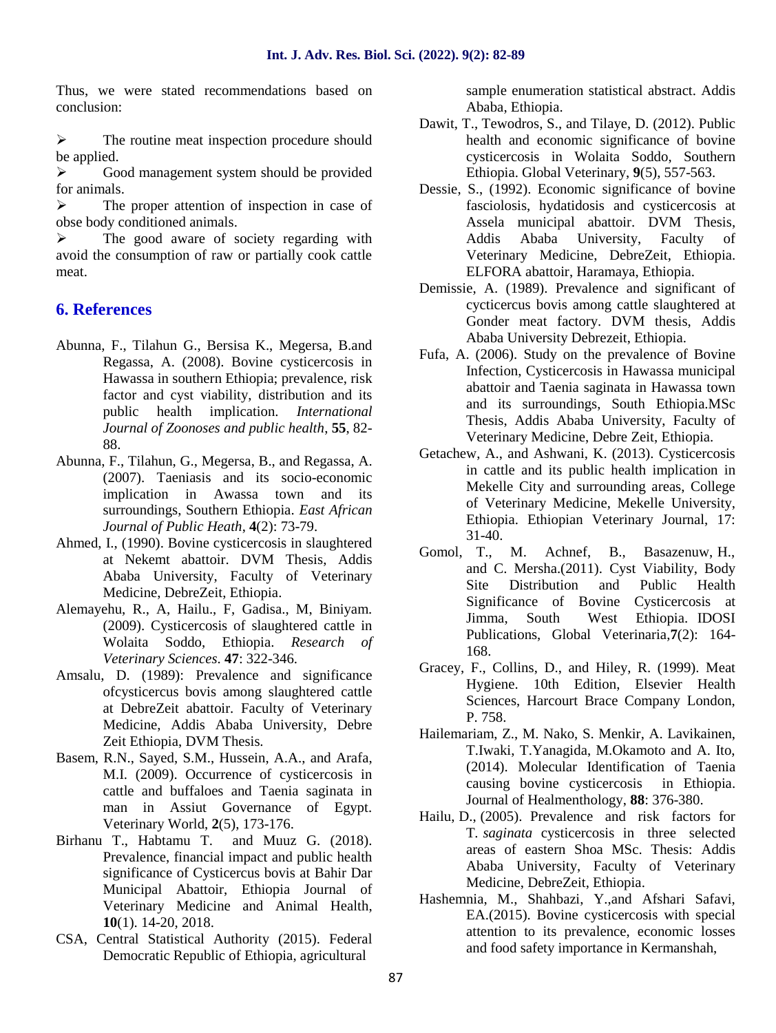Thus, we were stated recommendations based on conclusion:

- The routine meat inspection procedure should be applied.
- Good management system should be provided for animals.
- The proper attention of inspection in case of obse body conditioned animals.
- The good aware of society regarding with avoid the consumption of raw or partially cook cattle meat.

## 6. References

Abunna, F., Tilahun G., Bersisa K., Megersa, B.and Regassa, A. (2008). Bovine cysticercosis in Hawassa in southern Ethiopia; prevalence, risk factor and cyst viability, distribution and its public health implication. *International Journal of Zoonoses and public health*, **55**, 82-88.

Abunna, F., Tilahun, G., Megersa, B., and Regassa, A. (2007). Taeniasis and its socio-economic implication in Awassa town and its surroundings, Southern Ethiopia. *East African Journal of Public Heath*, **4**(2): 73-79.

Ahmed, I., (1990). Bovine cysticercosis in slaughtered at Nekemt abattoir. DVM Thesis, Addis Ababa University, Faculty of Veterinary Medicine, DebreZeit, Ethiopia.

Alemayehu, R., A, Hailu., F, Gadisa., M, Biniyam. (2009). Cysticercosis of slaughtered cattle in Wolaita Soddo, Ethiopia. *Research of Veterinary Sciences*. **47**: 322-346.

Amsalu, D. (1989): Prevalence and significance ofcysticercus bovis among slaughtered cattle at DebreZeit abattoir. Faculty of Veterinary Medicine, Addis Ababa University, Debre Zeit Ethiopia, DVM Thesis.

Basem, R.N., Sayed, S.M., Hussein, A.A., and Arafa, M.I. (2009). Occurrence of cysticercosis in cattle and buffaloes and Taenia saginata in man in Assiut Governance of Egypt. Veterinary World, **2**(5), 173-176.

Birhanu T., Habtamu T. and Muuz G. (2018). Prevalence, financial impact and public health significance of Cysticercus bovis at Bahir Dar Municipal Abattoir, Ethiopia Journal of Veterinary Medicine and Animal Health, **10**(1). 14-20, 2018.

CSA, Central Statistical Authority (2015). Federal Democratic Republic of Ethiopia, agricultural sample enumeration statistical abstract. Addis Ababa, Ethiopia.

Dawit, T., Tewodros, S., and Tilaye, D. (2012). Public health and economic significance of bovine cysticercosis in Wolaita Soddo, Southern Ethiopia. Global Veterinary, **9**(5), 557-563.

Dessie, S., (1992). Economic significance of bovine fasciolosis, hydatidosis and cysticercosis at Assela municipal abattoir. DVM Thesis, Addis Ababa University, Faculty of Veterinary Medicine, DebreZeit, Ethiopia. ELFORA abattoir, Haramaya, Ethiopia.

Demissie, A. (1989). Prevalence and significant of cycticercus bovis among cattle slaughtered at Gonder meat factory. DVM thesis, Addis Ababa University Debrezeit, Ethiopia.

Fufa, A. (2006). Study on the prevalence of Bovine Infection, Cysticercosis in Hawassa municipal abattoir and Taenia saginata in Hawassa town and its surroundings, South Ethiopia.MSc Thesis, Addis Ababa University, Faculty of Veterinary Medicine, Debre Zeit, Ethiopia.

Getachew, A., and Ashwani, K. (2013). Cysticercosis in cattle and its public health implication in Mekelle City and surrounding areas, College of Veterinary Medicine, Mekelle University, Ethiopia. Ethiopian Veterinary Journal, 17: 31-40.

Gomol, T., M. Achnef, B., Basazenuw, H., and C. Mersha.(2011). Cyst Viability, Body Site Distribution and Public Health Significance of Bovine Cysticercosis at Jimma, South West Ethiopia. IDOSI Publications, Global Veterinaria,**7**(2): 164-168.

Gracey, F., Collins, D., and Hiley, R. (1999). Meat Hygiene. 10th Edition, Elsevier Health Sciences, Harcourt Brace Company London, P. 758.

Hailemariam, Z., M. Nako, S. Menkir, A. Lavikainen, T.Iwaki, T.Yanagida, M.Okamoto and A. Ito, (2014). Molecular Identification of Taenia causing bovine cysticercosis in Ethiopia. Journal of Healmenthology, **88**: 376-380.

Hailu, D., (2005). Prevalence and risk factors for T. *saginata* cysticercosis in three selected areas of eastern Shoa MSc. Thesis: Addis Ababa University, Faculty of Veterinary Medicine, DebreZeit, Ethiopia.

Hashemnia, M., Shahbazi, Y.,and Afshari Safavi, EA.(2015). Bovine cysticercosis with special attention to its prevalence, economic losses and food safety importance in Kermanshah,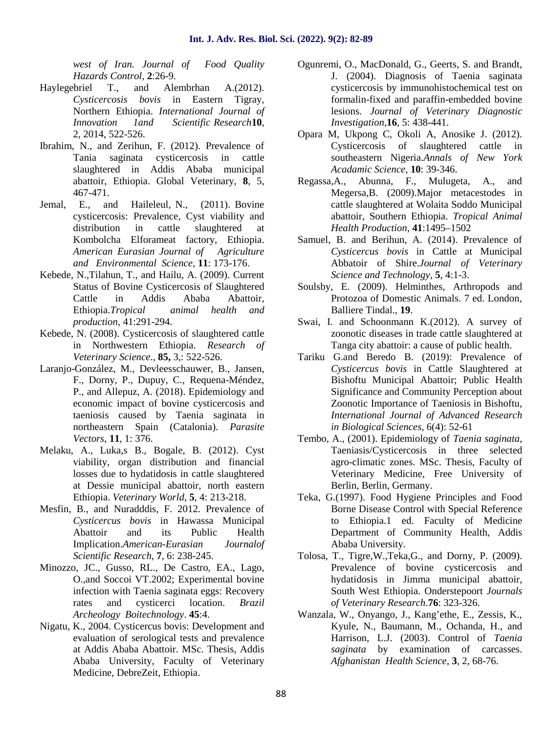*west of Iran. Journal of Food Quality Hazards Control*, **2**:26-9.

Haylegebriel T., and Alembrhan A.(2012). *Cysticercosis bovis* in Eastern Tigray, Northern Ethiopia. *International Journal of Innovation 1and Scientific Research***10**, 2, 2014, 522-526.

Ibrahim, N., and Zerihun, F. (2012). Prevalence of Tania saginata cysticercosis in cattle slaughtered in Addis Ababa municipal abattoir, Ethiopia. Global Veterinary, **8**, 5, 467-471.

Jemal, E., and Haileleul, N., (2011). Bovine cysticercosis: Prevalence, Cyst viability and distribution in cattle slaughtered at Kombolcha Elforameat factory, Ethiopia. *American Eurasian Journal of Agriculture and Environmental Science*, **11**: 173-176.

Kebede, N.,Tilahun, T., and Hailu, A. (2009). Current Status of Bovine Cysticercosis of Slaughtered Cattle in Addis Ababa Abattoir, Ethiopia.*Tropical animal health and production*, 41:291-294.

Kebede, N. (2008). Cysticercosis of slaughtered cattle in Northwestern Ethiopia. *Research of Veterinary Science*., **85,** 3,: 522-526.

Laranjo-González, M., Devleesschauwer, B., Jansen, F., Dorny, P., Dupuy, C., Requena-Méndez, P., and Allepuz, A. (2018). Epidemiology and economic impact of bovine cysticercosis and taeniosis caused by Taenia saginata in northeastern Spain (Catalonia). *Parasite Vectors*, **11**, 1: 376.

Melaku, A., Luka,s B., Bogale, B. (2012). Cyst viability, organ distribution and financial losses due to hydatidosis in cattle slaughtered at Dessie municipal abattoir, north eastern Ethiopia. *Veterinary World*, **5**, 4: 213-218.

Mesfin, B., and Nuradddis, F. 2012. Prevalence of *Cysticercus bovis* in Hawassa Municipal Abattoir and its Public Health Implication.*American-Eurasian Journalof Scientific Research*, **7**, 6: 238-245.

Minozzo, JC., Gusso, RL., De Castro, EA., Lago, O.,and Soccoi VT.2002; Experimental bovine infection with Taenia saginata eggs: Recovery rates and cysticerci location. *Brazil Archeology Boitechnology*. **45**:4.

Nigatu, K., 2004. Cysticercus bovis: Development and evaluation of serological tests and prevalence at Addis Ababa Abattoir. MSc. Thesis, Addis Ababa University, Faculty of Veterinary Medicine, DebreZeit, Ethiopia.

Ogunremi, O., MacDonald, G., Geerts, S. and Brandt, J. (2004). Diagnosis of Taenia saginata cysticercosis by immunohistochemical test on formalin-fixed and paraffin-embedded bovine lesions. *Journal of Veterinary Diagnostic Investigation*,**16**, 5: 438-441.

Opara M, Ukpong C, Okoli A, Anosike J. (2012). Cysticercosis of slaughtered cattle in southeastern Nigeria.*Annals of New York Acadamic Science*, **10**: 39-346.

Regassa,A., Abunna, F., Mulugeta, A., and Megersa,B. (2009).Major metacestodes in cattle slaughtered at Wolaita Soddo Municipal abattoir, Southern Ethiopia. *Tropical Animal Health Production*, **41**:1495–1502

Samuel, B. and Berihun, A. (2014). Prevalence of *Cysticercus bovis* in Cattle at Municipal Abbatoir of Shire.*Journal of Veterinary Science and Technology*, **5**, 4:1-3.

Soulsby, E. (2009). Helminthes, Arthropods and Protozoa of Domestic Animals. 7 ed. London, Balliere Tindal., **19**.

Swai, I. and Schoonmann K.(2012). A survey of zoonotic diseases in trade cattle slaughtered at Tanga city abattoir: a cause of public health.

Tariku G.and Beredo B. (2019): Prevalence of *Cysticercus bovis* in Cattle Slaughtered at Bishoftu Municipal Abattoir; Public Health Significance and Community Perception about Zoonotic Importance of Taeniosis in Bishoftu, *International Journal of Advanced Research in Biological Sciences,* 6(4): 52-61

Tembo, A., (2001). Epidemiology of *Taenia saginata*, Taeniasis/Cysticercosis in three selected agro-climatic zones. MSc. Thesis, Faculty of Veterinary Medicine, Free University of Berlin, Berlin, Germany.

Teka, G.(1997). Food Hygiene Principles and Food Borne Disease Control with Special Reference to Ethiopia.1 ed. Faculty of Medicine Department of Community Health, Addis Ababa University.

Tolosa, T., Tigre,W.,Teka,G., and Dorny, P. (2009). Prevalence of bovine cysticercosis and hydatidosis in Jimma municipal abattoir, South West Ethiopia. Onderstepoort *Journals of Veterinary Research*.**76**: 323-326.

Wanzala, W., Onyango, J., Kang'ethe, E., Zessis, K., Kyule, N., Baumann, M., Ochanda, H., and Harrison, L.J. (2003). Control of *Taenia saginata* by examination of carcasses. *Afghanistan Health Science*, **3**, 2, 68-76.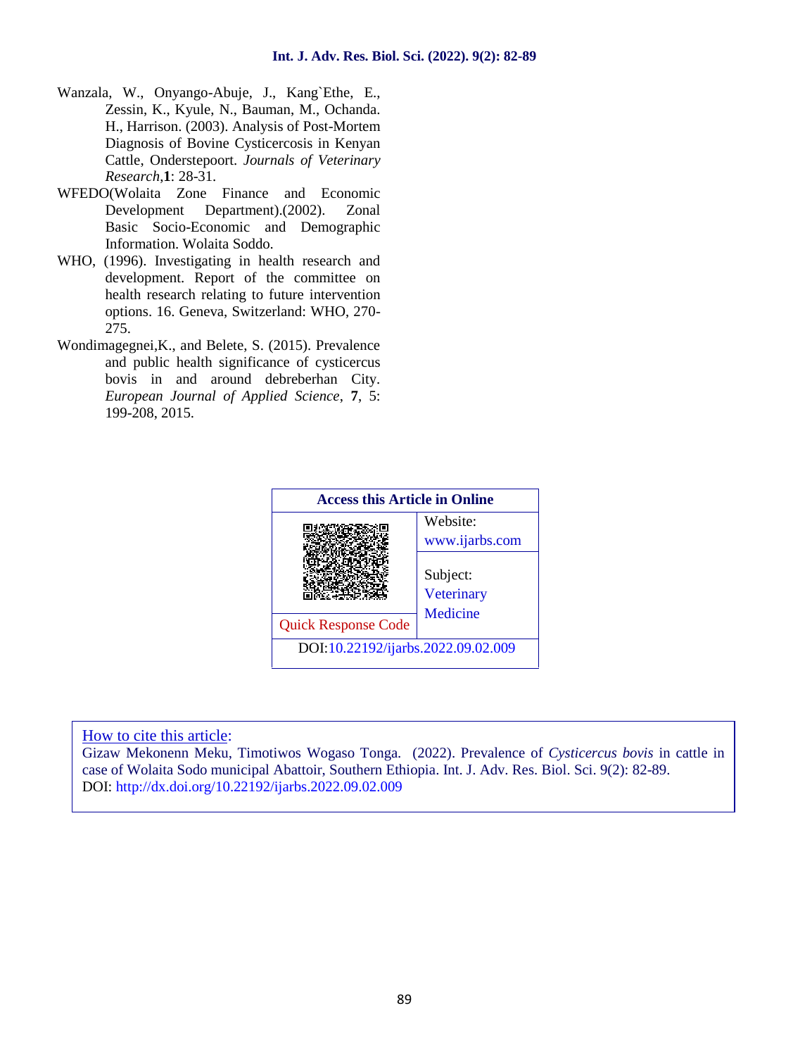Wanzala, W., Onyango-Abuje, J., Kang`Ethe, E., Zessin, K., Kyule, N., Bauman, M., Ochanda. H., Harrison. (2003). Analysis of Post-Mortem Diagnosis of Bovine Cysticercosis in Kenyan Cattle, Onderstepoort. *Journals of Veterinary Research*,**1**: 28-31.

WFEDO(Wolaita Zone Finance and Economic Development Department).(2002). Zonal Basic Socio-Economic and Demographic Information. Wolaita Soddo.

WHO, (1996). Investigating in health research and development. Report of the committee on health research relating to future intervention options. 16. Geneva, Switzerland: WHO, 270-275.

Wondimagegnei,K., and Belete, S. (2015). Prevalence and public health significance of cysticercus bovis in and around debreberhan City. *European Journal of Applied Science*, **7**, 5: 199-208, 2015.

| Access this Article in Online | |
|---|---|
| | Website: www.ijarbs.com |
| Quick Response Code | Subject: Veterinary Medicine |
| DOI:10.22192/ijarbs.2022.09.02.009 | |

How to cite this article:
Gizaw Mekonenn Meku, Timotiwos Wogaso Tonga. (2022). Prevalence of *Cysticercus bovis* in cattle in case of Wolaita Sodo municipal Abattoir, Southern Ethiopia. Int. J. Adv. Res. Biol. Sci. 9(2): 82-89.
DOI: http://dx.doi.org/10.22192/ijarbs.2022.09.02.009